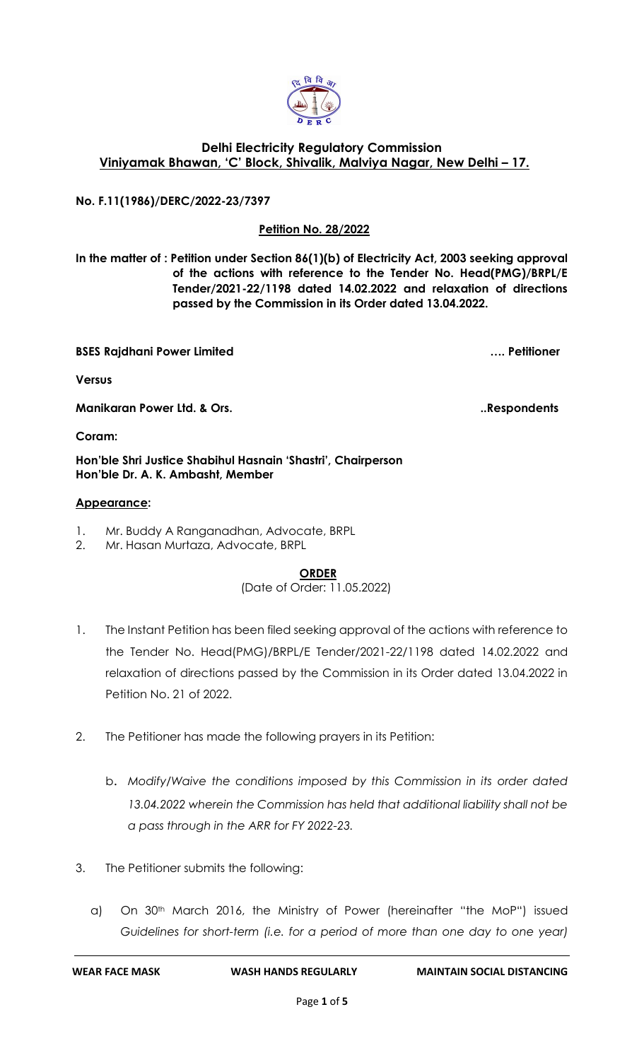**Delhi Electricity Regulatory Commission**
**Viniyamak Bhawan, 'C' Block, Shivalik, Malviya Nagar, New Delhi – 17.**

**No. F.11(1986)/DERC/2022-23/7397**

**Petition No. 28/2022**

**In the matter of : Petition under Section 86(1)(b) of Electricity Act, 2003 seeking approval of the actions with reference to the Tender No. Head(PMG)/BRPL/E Tender/2021-22/1198 dated 14.02.2022 and relaxation of directions passed by the Commission in its Order dated 13.04.2022.**

**BSES Rajdhani Power Limited …. Petitioner**

**Versus**

**Manikaran Power Ltd. & Ors. ..Respondents**

**Coram:**

**Hon'ble Shri Justice Shabihul Hasnain 'Shastri', Chairperson**
**Hon'ble Dr. A. K. Ambasht, Member**

**Appearance:**

1. Mr. Buddy A Ranganadhan, Advocate, BRPL
2. Mr. Hasan Murtaza, Advocate, BRPL

**ORDER**

(Date of Order: 11.05.2022)

1. The Instant Petition has been filed seeking approval of the actions with reference to the Tender No. Head(PMG)/BRPL/E Tender/2021-22/1198 dated 14.02.2022 and relaxation of directions passed by the Commission in its Order dated 13.04.2022 in Petition No. 21 of 2022.

2. The Petitioner has made the following prayers in its Petition:

   b. *Modify/Waive the conditions imposed by this Commission in its order dated 13.04.2022 wherein the Commission has held that additional liability shall not be a pass through in the ARR for FY 2022-23.*

3. The Petitioner submits the following:

   a) On 30th March 2016, the Ministry of Power (hereinafter "the MoP") issued *Guidelines for short-term (i.e. for a period of more than one day to one year)*

**WEAR FACE MASK WASH HANDS REGULARLY MAINTAIN SOCIAL DISTANCING**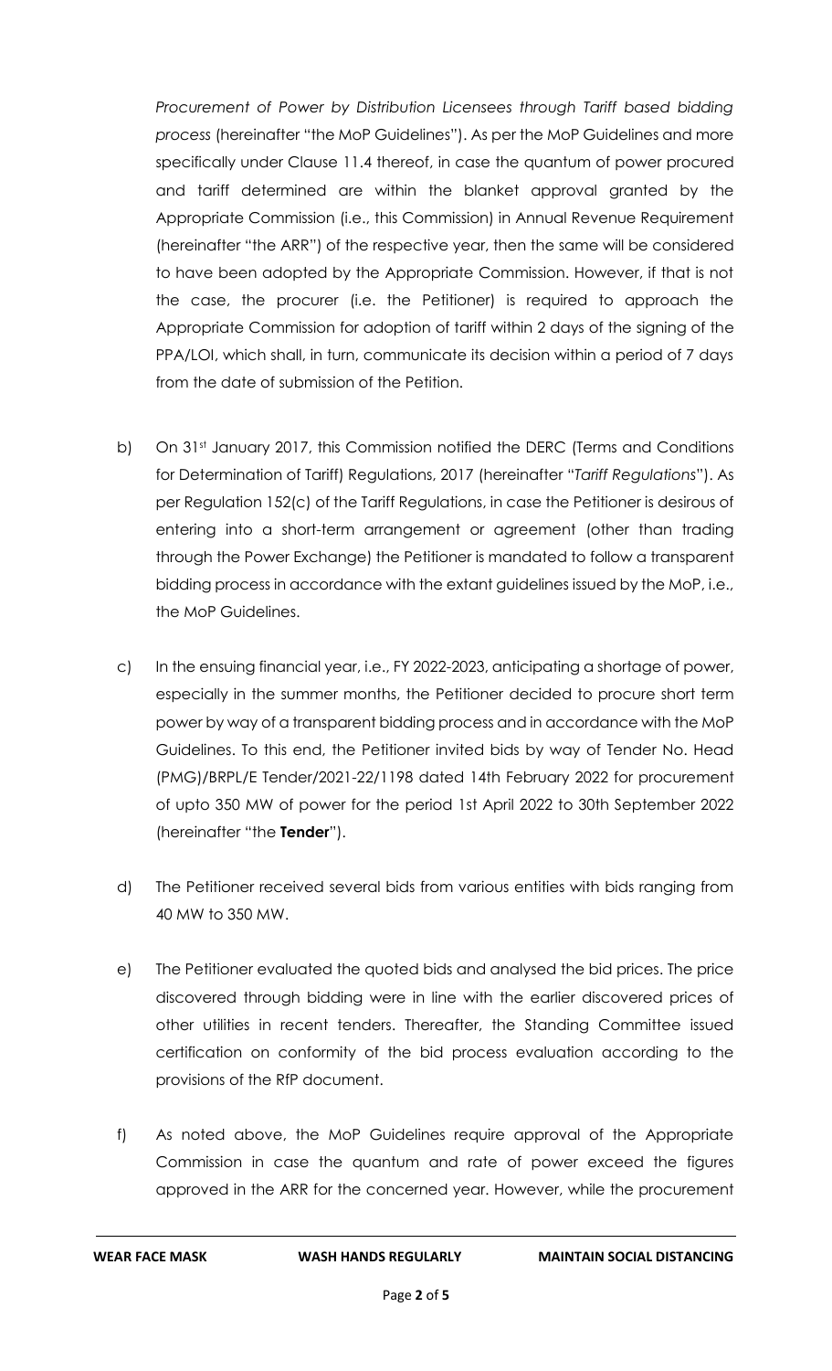*Procurement of Power by Distribution Licensees through Tariff based bidding process* (hereinafter "the MoP Guidelines"). As per the MoP Guidelines and more specifically under Clause 11.4 thereof, in case the quantum of power procured and tariff determined are within the blanket approval granted by the Appropriate Commission (i.e., this Commission) in Annual Revenue Requirement (hereinafter "the ARR") of the respective year, then the same will be considered to have been adopted by the Appropriate Commission. However, if that is not the case, the procurer (i.e. the Petitioner) is required to approach the Appropriate Commission for adoption of tariff within 2 days of the signing of the PPA/LOI, which shall, in turn, communicate its decision within a period of 7 days from the date of submission of the Petition.

b) On 31st January 2017, this Commission notified the DERC (Terms and Conditions for Determination of Tariff) Regulations, 2017 (hereinafter "*Tariff Regulations*"). As per Regulation 152(c) of the Tariff Regulations, in case the Petitioner is desirous of entering into a short-term arrangement or agreement (other than trading through the Power Exchange) the Petitioner is mandated to follow a transparent bidding process in accordance with the extant guidelines issued by the MoP, i.e., the MoP Guidelines.

c) In the ensuing financial year, i.e., FY 2022-2023, anticipating a shortage of power, especially in the summer months, the Petitioner decided to procure short term power by way of a transparent bidding process and in accordance with the MoP Guidelines. To this end, the Petitioner invited bids by way of Tender No. Head (PMG)/BRPL/E Tender/2021-22/1198 dated 14th February 2022 for procurement of upto 350 MW of power for the period 1st April 2022 to 30th September 2022 (hereinafter "the **Tender**").

d) The Petitioner received several bids from various entities with bids ranging from 40 MW to 350 MW.

e) The Petitioner evaluated the quoted bids and analysed the bid prices. The price discovered through bidding were in line with the earlier discovered prices of other utilities in recent tenders. Thereafter, the Standing Committee issued certification on conformity of the bid process evaluation according to the provisions of the RfP document.

f) As noted above, the MoP Guidelines require approval of the Appropriate Commission in case the quantum and rate of power exceed the figures approved in the ARR for the concerned year. However, while the procurement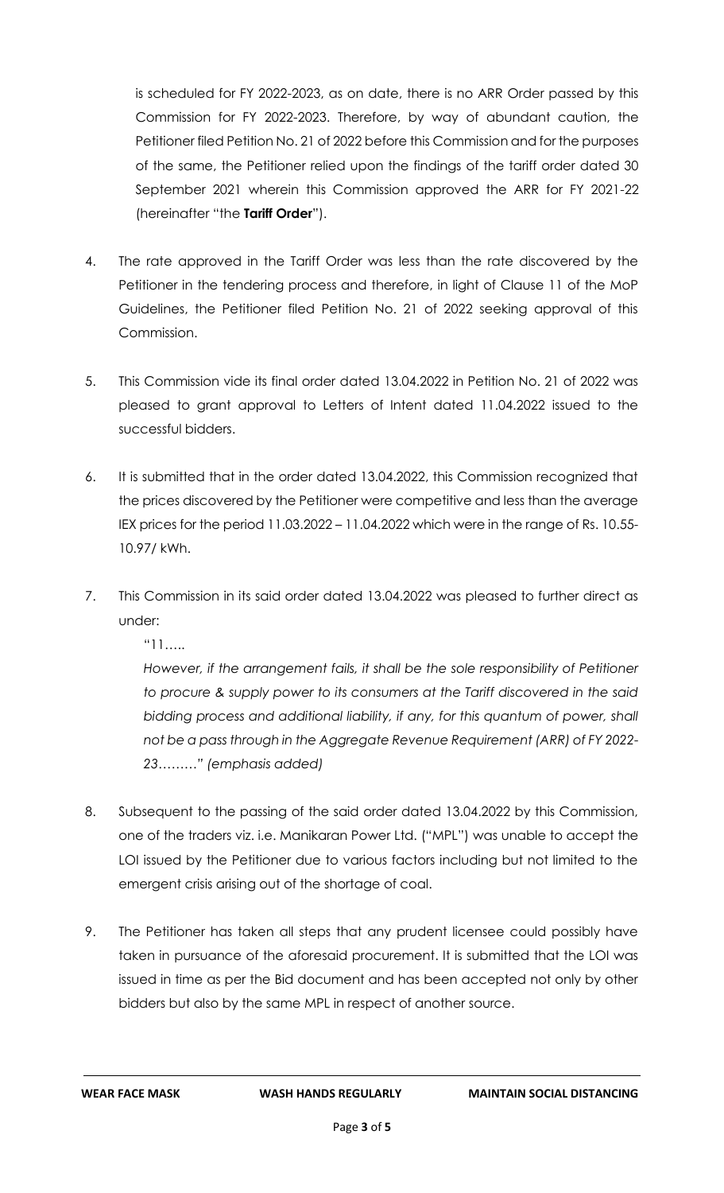is scheduled for FY 2022-2023, as on date, there is no ARR Order passed by this Commission for FY 2022-2023. Therefore, by way of abundant caution, the Petitioner filed Petition No. 21 of 2022 before this Commission and for the purposes of the same, the Petitioner relied upon the findings of the tariff order dated 30 September 2021 wherein this Commission approved the ARR for FY 2021-22 (hereinafter "the **Tariff Order**").

4. The rate approved in the Tariff Order was less than the rate discovered by the Petitioner in the tendering process and therefore, in light of Clause 11 of the MoP Guidelines, the Petitioner filed Petition No. 21 of 2022 seeking approval of this Commission.

5. This Commission vide its final order dated 13.04.2022 in Petition No. 21 of 2022 was pleased to grant approval to Letters of Intent dated 11.04.2022 issued to the successful bidders.

6. It is submitted that in the order dated 13.04.2022, this Commission recognized that the prices discovered by the Petitioner were competitive and less than the average IEX prices for the period 11.03.2022 – 11.04.2022 which were in the range of Rs. 10.55-10.97/ kWh.

7. This Commission in its said order dated 13.04.2022 was pleased to further direct as under:

   "11…..

   *However, if the arrangement fails, it shall be the sole responsibility of Petitioner to procure & supply power to its consumers at the Tariff discovered in the said bidding process and additional liability, if any, for this quantum of power, shall not be a pass through in the Aggregate Revenue Requirement (ARR) of FY 2022-23………*" *(emphasis added)*

8. Subsequent to the passing of the said order dated 13.04.2022 by this Commission, one of the traders viz. i.e. Manikaran Power Ltd. ("MPL") was unable to accept the LOI issued by the Petitioner due to various factors including but not limited to the emergent crisis arising out of the shortage of coal.

9. The Petitioner has taken all steps that any prudent licensee could possibly have taken in pursuance of the aforesaid procurement. It is submitted that the LOI was issued in time as per the Bid document and has been accepted not only by other bidders but also by the same MPL in respect of another source.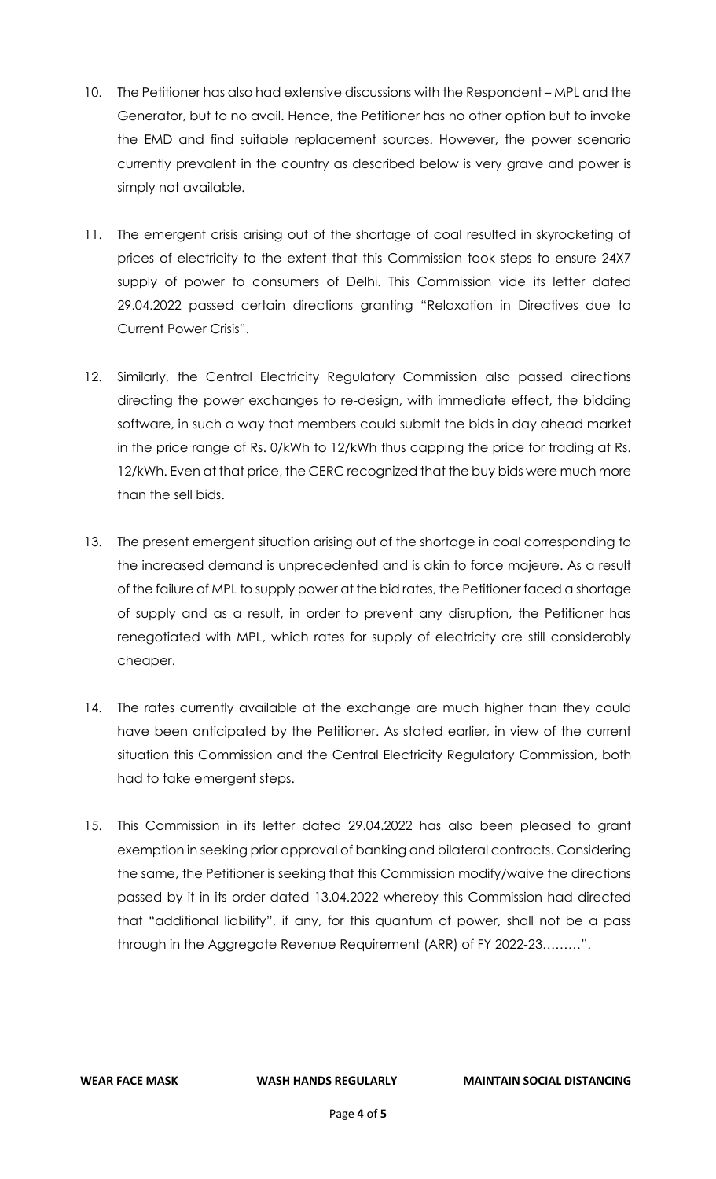10. The Petitioner has also had extensive discussions with the Respondent – MPL and the Generator, but to no avail. Hence, the Petitioner has no other option but to invoke the EMD and find suitable replacement sources. However, the power scenario currently prevalent in the country as described below is very grave and power is simply not available.

11. The emergent crisis arising out of the shortage of coal resulted in skyrocketing of prices of electricity to the extent that this Commission took steps to ensure 24X7 supply of power to consumers of Delhi. This Commission vide its letter dated 29.04.2022 passed certain directions granting "Relaxation in Directives due to Current Power Crisis".

12. Similarly, the Central Electricity Regulatory Commission also passed directions directing the power exchanges to re-design, with immediate effect, the bidding software, in such a way that members could submit the bids in day ahead market in the price range of Rs. 0/kWh to 12/kWh thus capping the price for trading at Rs. 12/kWh. Even at that price, the CERC recognized that the buy bids were much more than the sell bids.

13. The present emergent situation arising out of the shortage in coal corresponding to the increased demand is unprecedented and is akin to force majeure. As a result of the failure of MPL to supply power at the bid rates, the Petitioner faced a shortage of supply and as a result, in order to prevent any disruption, the Petitioner has renegotiated with MPL, which rates for supply of electricity are still considerably cheaper.

14. The rates currently available at the exchange are much higher than they could have been anticipated by the Petitioner. As stated earlier, in view of the current situation this Commission and the Central Electricity Regulatory Commission, both had to take emergent steps.

15. This Commission in its letter dated 29.04.2022 has also been pleased to grant exemption in seeking prior approval of banking and bilateral contracts. Considering the same, the Petitioner is seeking that this Commission modify/waive the directions passed by it in its order dated 13.04.2022 whereby this Commission had directed that "additional liability", if any, for this quantum of power, shall not be a pass through in the Aggregate Revenue Requirement (ARR) of FY 2022-23………".

**WEAR FACE MASK** **WASH HANDS REGULARLY** **MAINTAIN SOCIAL DISTANCING**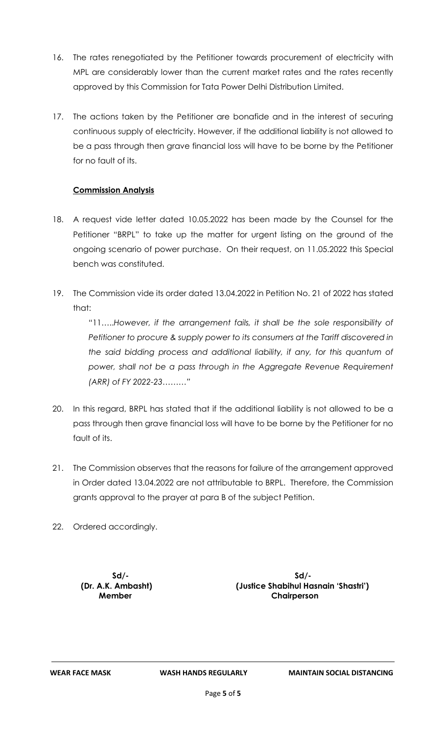16. The rates renegotiated by the Petitioner towards procurement of electricity with MPL are considerably lower than the current market rates and the rates recently approved by this Commission for Tata Power Delhi Distribution Limited.

17. The actions taken by the Petitioner are bonafide and in the interest of securing continuous supply of electricity. However, if the additional liability is not allowed to be a pass through then grave financial loss will have to be borne by the Petitioner for no fault of its.

**Commission Analysis**

18. A request vide letter dated 10.05.2022 has been made by the Counsel for the Petitioner "BRPL" to take up the matter for urgent listing on the ground of the ongoing scenario of power purchase. On their request, on 11.05.2022 this Special bench was constituted.

19. The Commission vide its order dated 13.04.2022 in Petition No. 21 of 2022 has stated that:

    "11…..*However, if the arrangement fails, it shall be the sole responsibility of Petitioner to procure & supply power to its consumers at the Tariff discovered in the said bidding process and additional liability, if any, for this quantum of power, shall not be a pass through in the Aggregate Revenue Requirement (ARR) of FY 2022-23………*"

20. In this regard, BRPL has stated that if the additional liability is not allowed to be a pass through then grave financial loss will have to be borne by the Petitioner for no fault of its.

21. The Commission observes that the reasons for failure of the arrangement approved in Order dated 13.04.2022 are not attributable to BRPL. Therefore, the Commission grants approval to the prayer at para B of the subject Petition.

22. Ordered accordingly.

| | |
|---|---|
| **Sd/-** | **Sd/-** |
| **(Dr. A.K. Ambasht)** | **(Justice Shabihul Hasnain 'Shastri')** |
| **Member** | **Chairperson** |

**WEAR FACE MASK** **WASH HANDS REGULARLY** **MAINTAIN SOCIAL DISTANCING**